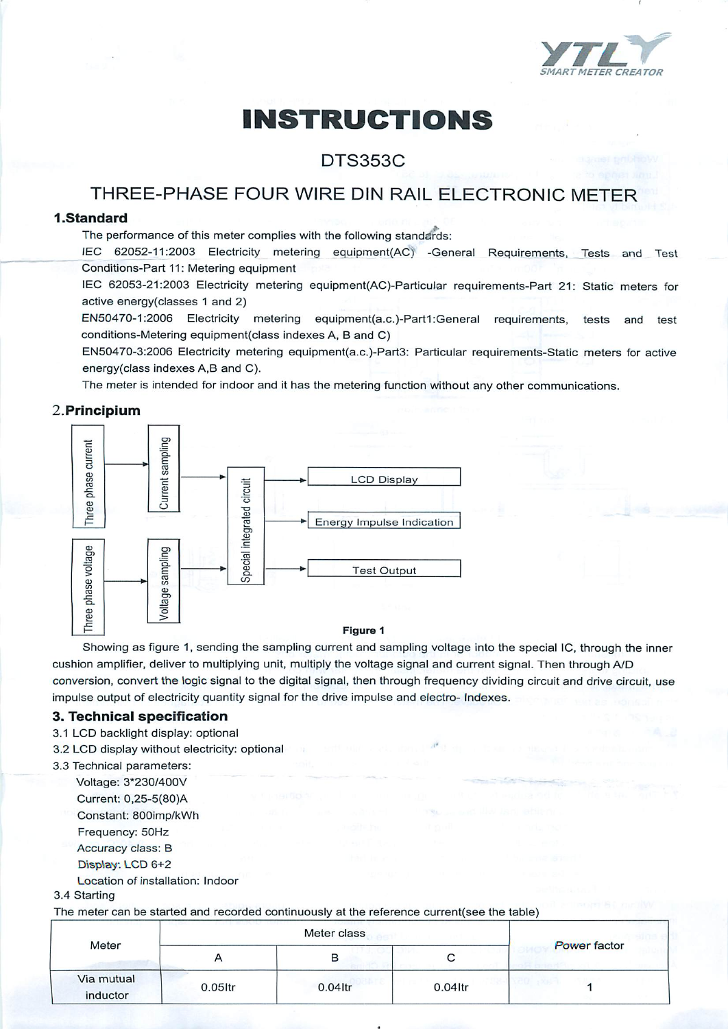# INSTRUCTIONS

## DTS353C

## THREE-PHASE FOUR WIRE DIN RAIL ELECTRONIC METER

### 1.Standard

The performance of this meter complies with the following standards:

IEC 62052-11:2003 Electricity metering equipment(AC) -General Requirements, Tests and Test Conditions-Part 11: Metering equipment

IEC 62053-21:2003 Electricity metering equipment(AC)-Particular requirements-Part 21: Static meters for active energy(classes 1 and 2)

EN50470-1:2006 Electricity metering equipment(a.c.)-Part1:General requirements, tests and test conditions-Metering equipment(class indexes A, B and C)

EN50470-3:2006 Electricity metering equipment(a.c.)-Part3: Particular requirements-Static meters for active energy(class indexes A,B and C).

The meter is intended for indoor and it has the metering function without any other communications.

### 2.Principium

Three phase current → Current sampling → Special integrated circuit

Three phase voltage → Voltage sampling → Special integrated circuit

Special integrated circuit → LCD Display

Special integrated circuit → Energy Impulse Indication

Special integrated circuit → Test Output

**Figure 1**

Showing as figure 1, sending the sampling current and sampling voltage into the special IC, through the inner cushion amplifier, deliver to multiplying unit, multiply the voltage signal and current signal. Then through A/D conversion, convert the logic signal to the digital signal, then through frequency dividing circuit and drive circuit, use impulse output of electricity quantity signal for the drive impulse and electro- Indexes.

### 3. Technical specification

3.1 LCD backlight display: optional

3.2 LCD display without electricity: optional

3.3 Technical parameters:

- Voltage: 3*230/400V
- Current: 0,25-5(80)A
- Constant: 800imp/kWh
- Frequency: 50Hz
- Accuracy class: B
- Display: LCD 6+2
- Location of installation: Indoor

3.4 Starting

The meter can be started and recorded continuously at the reference current(see the table)

| Meter | Meter class | | | Power factor |
|---|---|---|---|---|
| | A | B | C | |
| Via mutual inductor | 0.05Itr | 0.04Itr | 0.04Itr | 1 |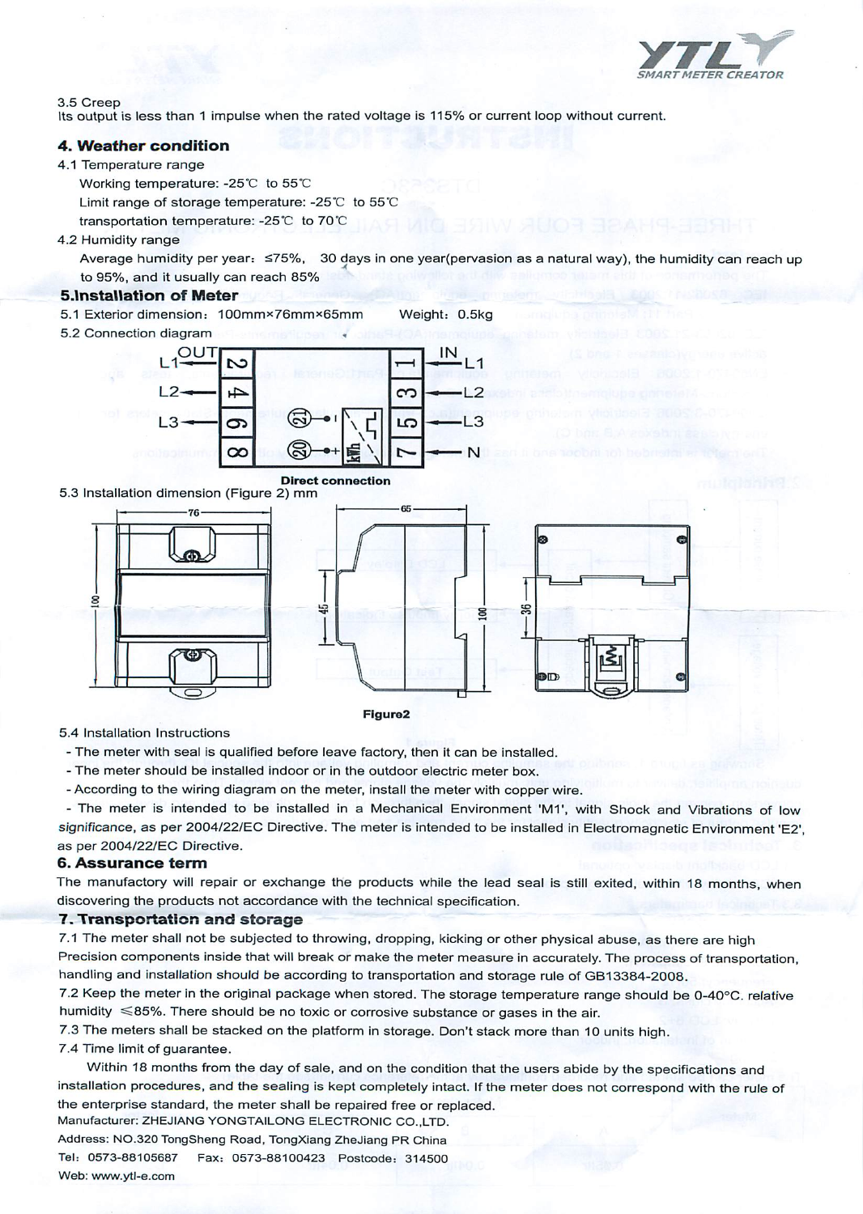3.5 Creep
Its output is less than 1 impulse when the rated voltage is 115% or current loop without current.

## 4. Weather condition

4.1 Temperature range

Working temperature: -25℃ to 55℃

Limit range of storage temperature: -25℃ to 55℃

transportation temperature: -25℃ to 70℃

4.2 Humidity range

Average humidity per year: ≤75%, 30 days in one year(pervasion as a natural way), the humidity can reach up to 95%, and it usually can reach 85%

## 5.Installation of Meter

5.1 Exterior dimension: 100mm×76mm×65mm Weight: 0.5kg

5.2 Connection diagram

OUT
L1
L2
L3
2
4
6
8
21
20
kWh
1
3
5
7
IN
L1
L2
L3
N

Direct connection

5.3 Installation dimension (Figure 2) mm

76
100
65
45
100
36

Figure2

5.4 Installation Instructions

- The meter with seal is qualified before leave factory, then it can be installed.
- The meter should be installed indoor or in the outdoor electric meter box.
- According to the wiring diagram on the meter, install the meter with copper wire.
- The meter is intended to be installed in a Mechanical Environment 'M1', with Shock and Vibrations of low significance, as per 2004/22/EC Directive. The meter is intended to be installed in Electromagnetic Environment 'E2', as per 2004/22/EC Directive.

## 6. Assurance term

The manufactory will repair or exchange the products while the lead seal is still exited, within 18 months, when discovering the products not accordance with the technical specification.

## 7. Transportation and storage

7.1 The meter shall not be subjected to throwing, dropping, kicking or other physical abuse, as there are high Precision components inside that will break or make the meter measure in accurately. The process of transportation, handling and installation should be according to transportation and storage rule of GB13384-2008.

7.2 Keep the meter in the original package when stored. The storage temperature range should be 0-40°C. relative humidity ≤85%. There should be no toxic or corrosive substance or gases in the air.

7.3 The meters shall be stacked on the platform in storage. Don't stack more than 10 units high.

7.4 Time limit of guarantee.

Within 18 months from the day of sale, and on the condition that the users abide by the specifications and installation procedures, and the sealing is kept completely intact. If the meter does not correspond with the rule of the enterprise standard, the meter shall be repaired free or replaced.

Manufacturer: ZHEJIANG YONGTAILONG ELECTRONIC CO.,LTD.

Address: NO.320 TongSheng Road, TongXiang ZheJiang PR China

Tel: 0573-88105687 Fax: 0573-88100423 Postcode: 314500

Web: www.ytl-e.com